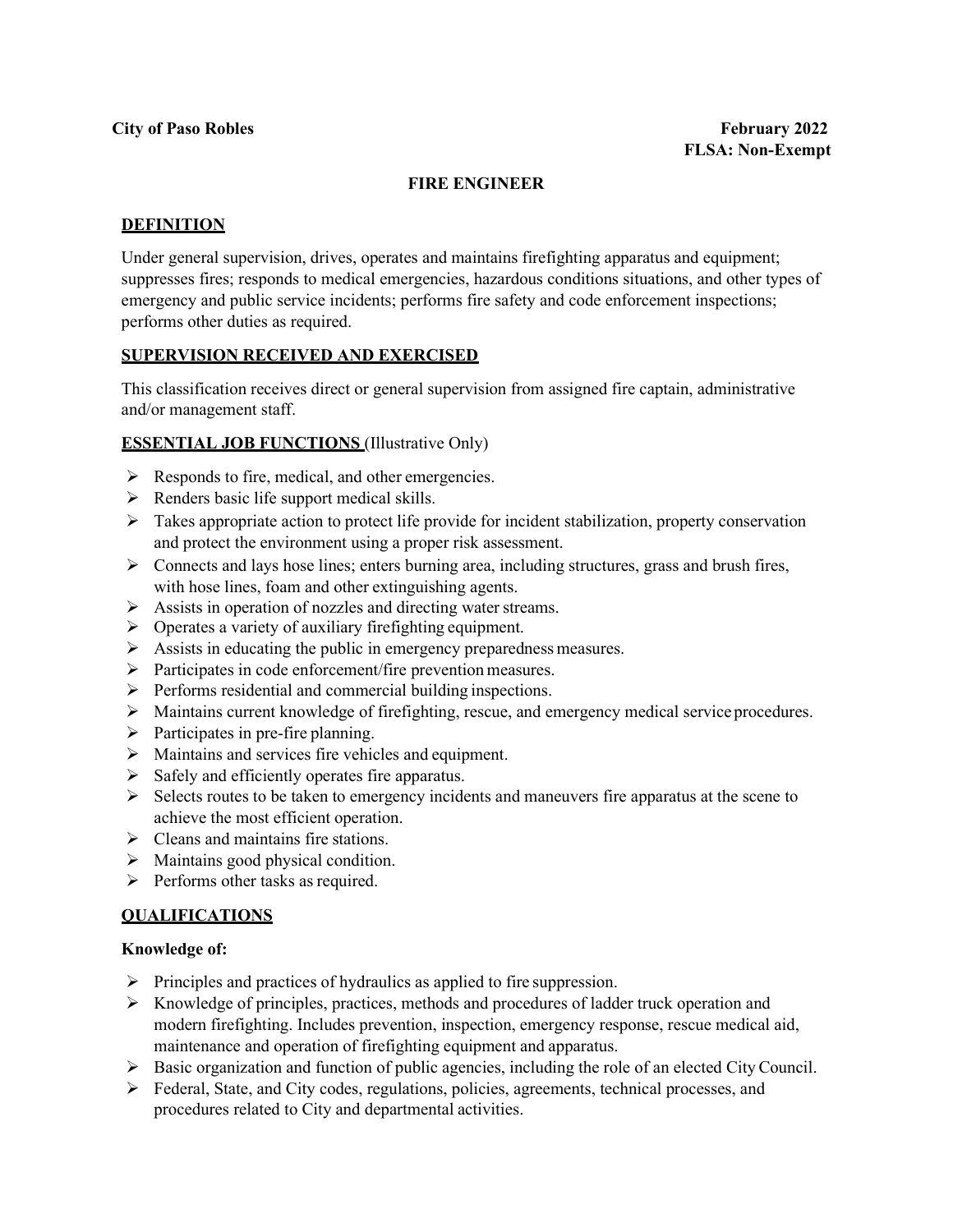**City of Paso Robles** **February 2022**

**FLSA: Non-Exempt**

# FIRE ENGINEER

## DEFINITION

Under general supervision, drives, operates and maintains firefighting apparatus and equipment; suppresses fires; responds to medical emergencies, hazardous conditions situations, and other types of emergency and public service incidents; performs fire safety and code enforcement inspections; performs other duties as required.

## SUPERVISION RECEIVED AND EXERCISED

This classification receives direct or general supervision from assigned fire captain, administrative and/or management staff.

## ESSENTIAL JOB FUNCTIONS (Illustrative Only)

- Responds to fire, medical, and other emergencies.
- Renders basic life support medical skills.
- Takes appropriate action to protect life provide for incident stabilization, property conservation and protect the environment using a proper risk assessment.
- Connects and lays hose lines; enters burning area, including structures, grass and brush fires, with hose lines, foam and other extinguishing agents.
- Assists in operation of nozzles and directing water streams.
- Operates a variety of auxiliary firefighting equipment.
- Assists in educating the public in emergency preparedness measures.
- Participates in code enforcement/fire prevention measures.
- Performs residential and commercial building inspections.
- Maintains current knowledge of firefighting, rescue, and emergency medical service procedures.
- Participates in pre-fire planning.
- Maintains and services fire vehicles and equipment.
- Safely and efficiently operates fire apparatus.
- Selects routes to be taken to emergency incidents and maneuvers fire apparatus at the scene to achieve the most efficient operation.
- Cleans and maintains fire stations.
- Maintains good physical condition.
- Performs other tasks as required.

## QUALIFICATIONS

**Knowledge of:**

- Principles and practices of hydraulics as applied to fire suppression.
- Knowledge of principles, practices, methods and procedures of ladder truck operation and modern firefighting. Includes prevention, inspection, emergency response, rescue medical aid, maintenance and operation of firefighting equipment and apparatus.
- Basic organization and function of public agencies, including the role of an elected City Council.
- Federal, State, and City codes, regulations, policies, agreements, technical processes, and procedures related to City and departmental activities.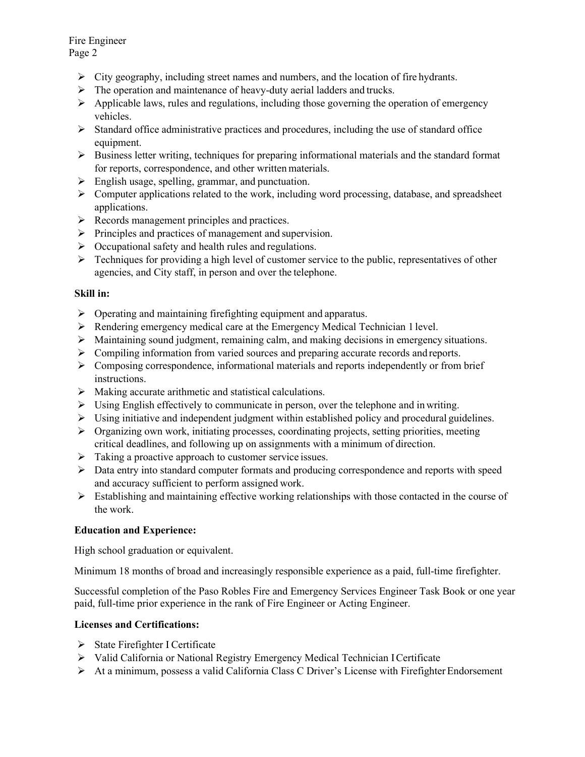- City geography, including street names and numbers, and the location of fire hydrants.
- The operation and maintenance of heavy-duty aerial ladders and trucks.
- Applicable laws, rules and regulations, including those governing the operation of emergency vehicles.
- Standard office administrative practices and procedures, including the use of standard office equipment.
- Business letter writing, techniques for preparing informational materials and the standard format for reports, correspondence, and other written materials.
- English usage, spelling, grammar, and punctuation.
- Computer applications related to the work, including word processing, database, and spreadsheet applications.
- Records management principles and practices.
- Principles and practices of management and supervision.
- Occupational safety and health rules and regulations.
- Techniques for providing a high level of customer service to the public, representatives of other agencies, and City staff, in person and over the telephone.

**Skill in:**

- Operating and maintaining firefighting equipment and apparatus.
- Rendering emergency medical care at the Emergency Medical Technician 1 level.
- Maintaining sound judgment, remaining calm, and making decisions in emergency situations.
- Compiling information from varied sources and preparing accurate records and reports.
- Composing correspondence, informational materials and reports independently or from brief instructions.
- Making accurate arithmetic and statistical calculations.
- Using English effectively to communicate in person, over the telephone and in writing.
- Using initiative and independent judgment within established policy and procedural guidelines.
- Organizing own work, initiating processes, coordinating projects, setting priorities, meeting critical deadlines, and following up on assignments with a minimum of direction.
- Taking a proactive approach to customer service issues.
- Data entry into standard computer formats and producing correspondence and reports with speed and accuracy sufficient to perform assigned work.
- Establishing and maintaining effective working relationships with those contacted in the course of the work.

**Education and Experience:**

High school graduation or equivalent.

Minimum 18 months of broad and increasingly responsible experience as a paid, full-time firefighter.

Successful completion of the Paso Robles Fire and Emergency Services Engineer Task Book or one year paid, full-time prior experience in the rank of Fire Engineer or Acting Engineer.

**Licenses and Certifications:**

- State Firefighter I Certificate
- Valid California or National Registry Emergency Medical Technician I Certificate
- At a minimum, possess a valid California Class C Driver's License with Firefighter Endorsement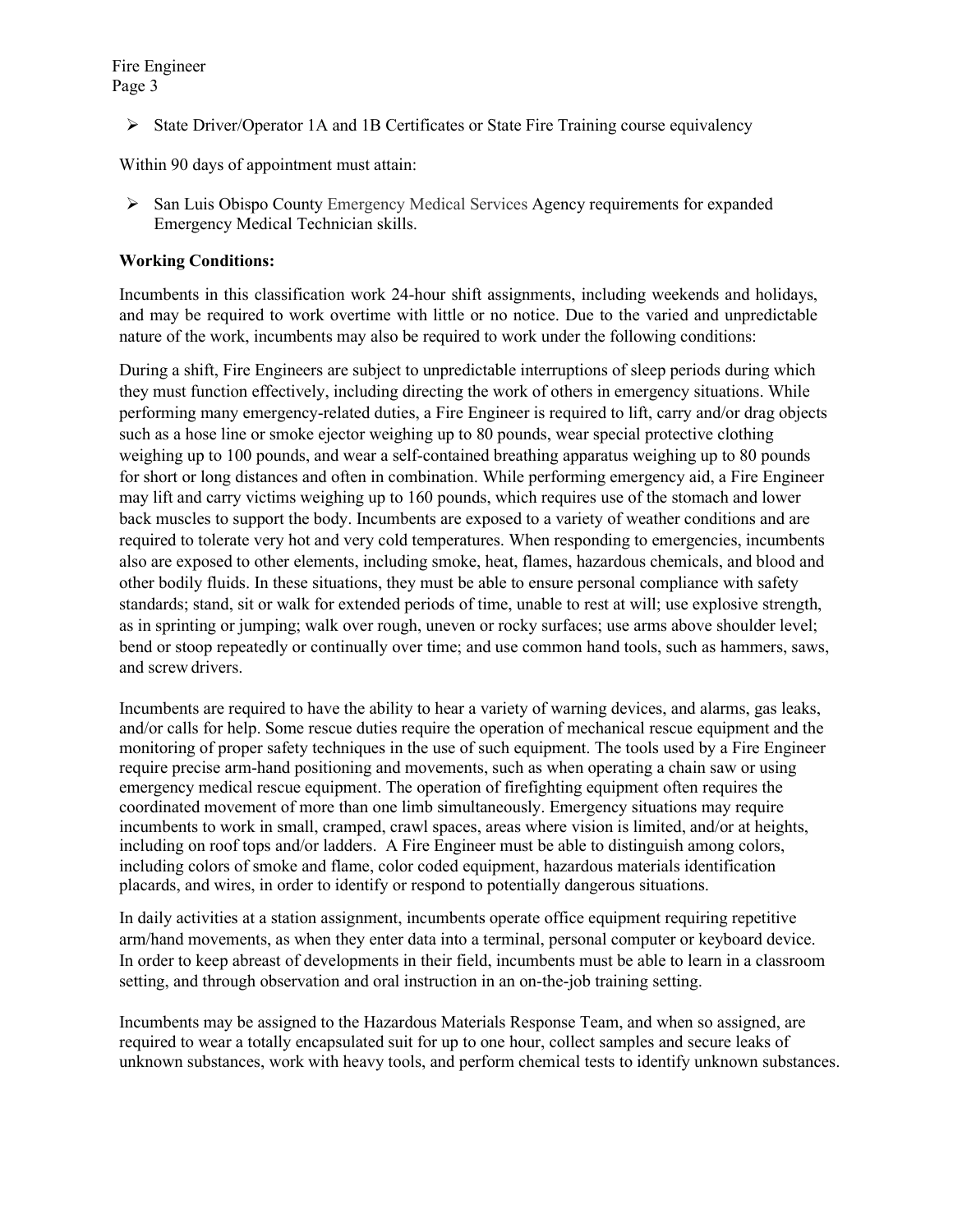- State Driver/Operator 1A and 1B Certificates or State Fire Training course equivalency

Within 90 days of appointment must attain:

- San Luis Obispo County Emergency Medical Services Agency requirements for expanded Emergency Medical Technician skills.

**Working Conditions:**

Incumbents in this classification work 24-hour shift assignments, including weekends and holidays, and may be required to work overtime with little or no notice. Due to the varied and unpredictable nature of the work, incumbents may also be required to work under the following conditions:

During a shift, Fire Engineers are subject to unpredictable interruptions of sleep periods during which they must function effectively, including directing the work of others in emergency situations. While performing many emergency-related duties, a Fire Engineer is required to lift, carry and/or drag objects such as a hose line or smoke ejector weighing up to 80 pounds, wear special protective clothing weighing up to 100 pounds, and wear a self-contained breathing apparatus weighing up to 80 pounds for short or long distances and often in combination. While performing emergency aid, a Fire Engineer may lift and carry victims weighing up to 160 pounds, which requires use of the stomach and lower back muscles to support the body. Incumbents are exposed to a variety of weather conditions and are required to tolerate very hot and very cold temperatures. When responding to emergencies, incumbents also are exposed to other elements, including smoke, heat, flames, hazardous chemicals, and blood and other bodily fluids. In these situations, they must be able to ensure personal compliance with safety standards; stand, sit or walk for extended periods of time, unable to rest at will; use explosive strength, as in sprinting or jumping; walk over rough, uneven or rocky surfaces; use arms above shoulder level; bend or stoop repeatedly or continually over time; and use common hand tools, such as hammers, saws, and screw drivers.

Incumbents are required to have the ability to hear a variety of warning devices, and alarms, gas leaks, and/or calls for help. Some rescue duties require the operation of mechanical rescue equipment and the monitoring of proper safety techniques in the use of such equipment. The tools used by a Fire Engineer require precise arm-hand positioning and movements, such as when operating a chain saw or using emergency medical rescue equipment. The operation of firefighting equipment often requires the coordinated movement of more than one limb simultaneously. Emergency situations may require incumbents to work in small, cramped, crawl spaces, areas where vision is limited, and/or at heights, including on roof tops and/or ladders. A Fire Engineer must be able to distinguish among colors, including colors of smoke and flame, color coded equipment, hazardous materials identification placards, and wires, in order to identify or respond to potentially dangerous situations.

In daily activities at a station assignment, incumbents operate office equipment requiring repetitive arm/hand movements, as when they enter data into a terminal, personal computer or keyboard device. In order to keep abreast of developments in their field, incumbents must be able to learn in a classroom setting, and through observation and oral instruction in an on-the-job training setting.

Incumbents may be assigned to the Hazardous Materials Response Team, and when so assigned, are required to wear a totally encapsulated suit for up to one hour, collect samples and secure leaks of unknown substances, work with heavy tools, and perform chemical tests to identify unknown substances.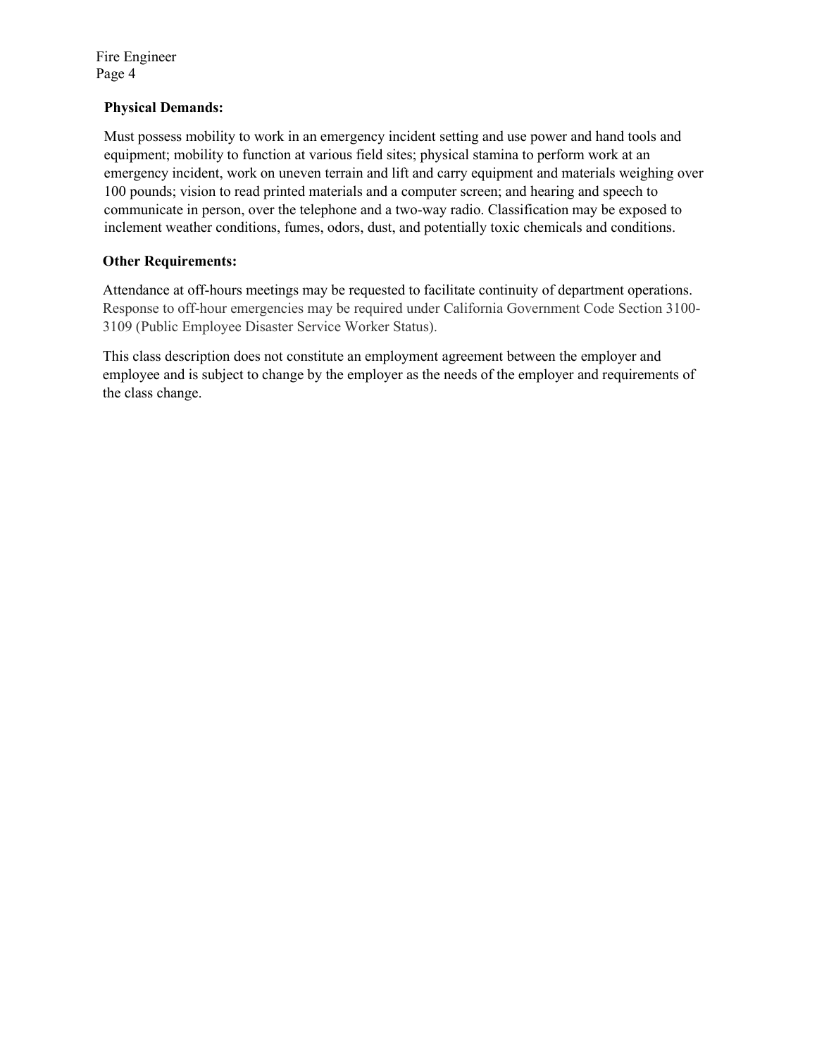**Physical Demands:**

Must possess mobility to work in an emergency incident setting and use power and hand tools and equipment; mobility to function at various field sites; physical stamina to perform work at an emergency incident, work on uneven terrain and lift and carry equipment and materials weighing over 100 pounds; vision to read printed materials and a computer screen; and hearing and speech to communicate in person, over the telephone and a two-way radio. Classification may be exposed to inclement weather conditions, fumes, odors, dust, and potentially toxic chemicals and conditions.

**Other Requirements:**

Attendance at off-hours meetings may be requested to facilitate continuity of department operations. Response to off-hour emergencies may be required under California Government Code Section 3100-3109 (Public Employee Disaster Service Worker Status).

This class description does not constitute an employment agreement between the employer and employee and is subject to change by the employer as the needs of the employer and requirements of the class change.